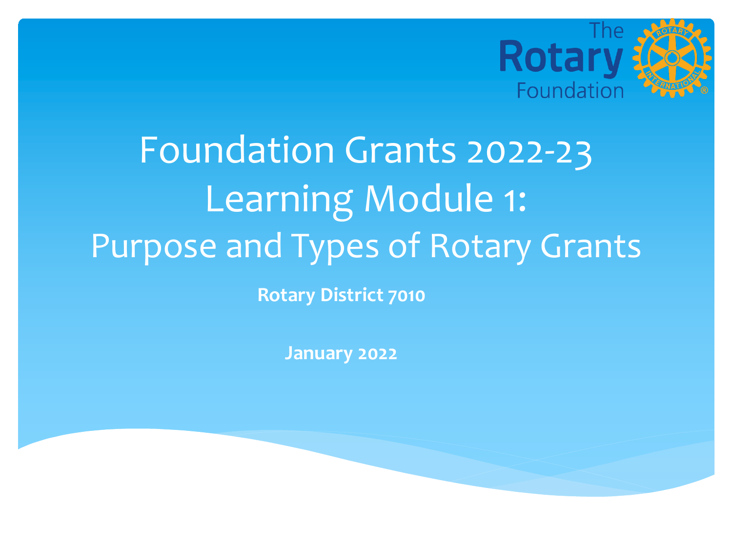# Foundation Grants 2022-23
# Learning Module 1:
## Purpose and Types of Rotary Grants

**Rotary District 7010**

**January 2022**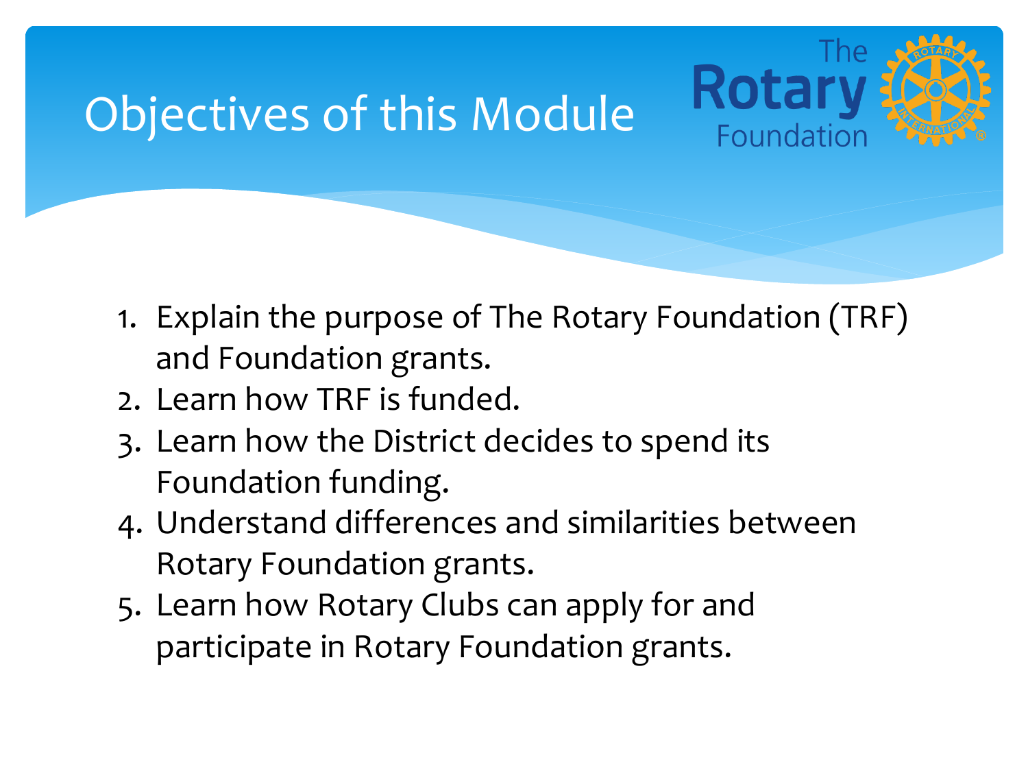# Objectives of this Module

1. Explain the purpose of The Rotary Foundation (TRF) and Foundation grants.
2. Learn how TRF is funded.
3. Learn how the District decides to spend its Foundation funding.
4. Understand differences and similarities between Rotary Foundation grants.
5. Learn how Rotary Clubs can apply for and participate in Rotary Foundation grants.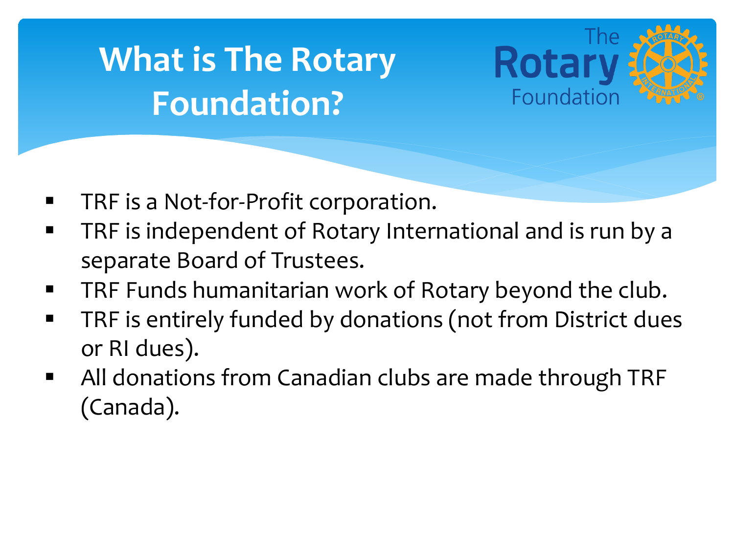# What is The Rotary Foundation?

- TRF is a Not-for-Profit corporation.
- TRF is independent of Rotary International and is run by a separate Board of Trustees.
- TRF Funds humanitarian work of Rotary beyond the club.
- TRF is entirely funded by donations (not from District dues or RI dues).
- All donations from Canadian clubs are made through TRF (Canada).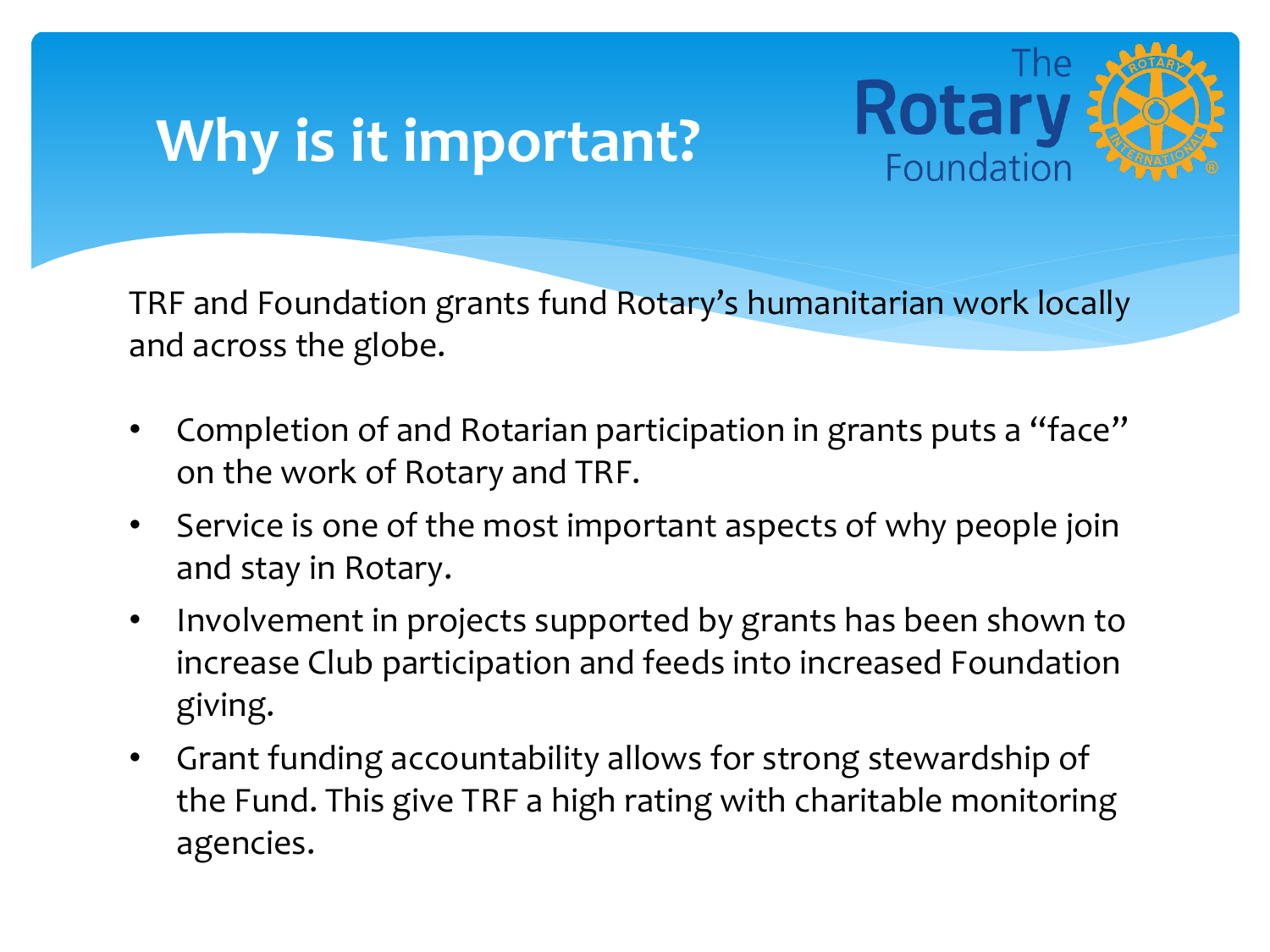# Why is it important?

TRF and Foundation grants fund Rotary's humanitarian work locally and across the globe.

- Completion of and Rotarian participation in grants puts a "face" on the work of Rotary and TRF.
- Service is one of the most important aspects of why people join and stay in Rotary.
- Involvement in projects supported by grants has been shown to increase Club participation and feeds into increased Foundation giving.
- Grant funding accountability allows for strong stewardship of the Fund. This give TRF a high rating with charitable monitoring agencies.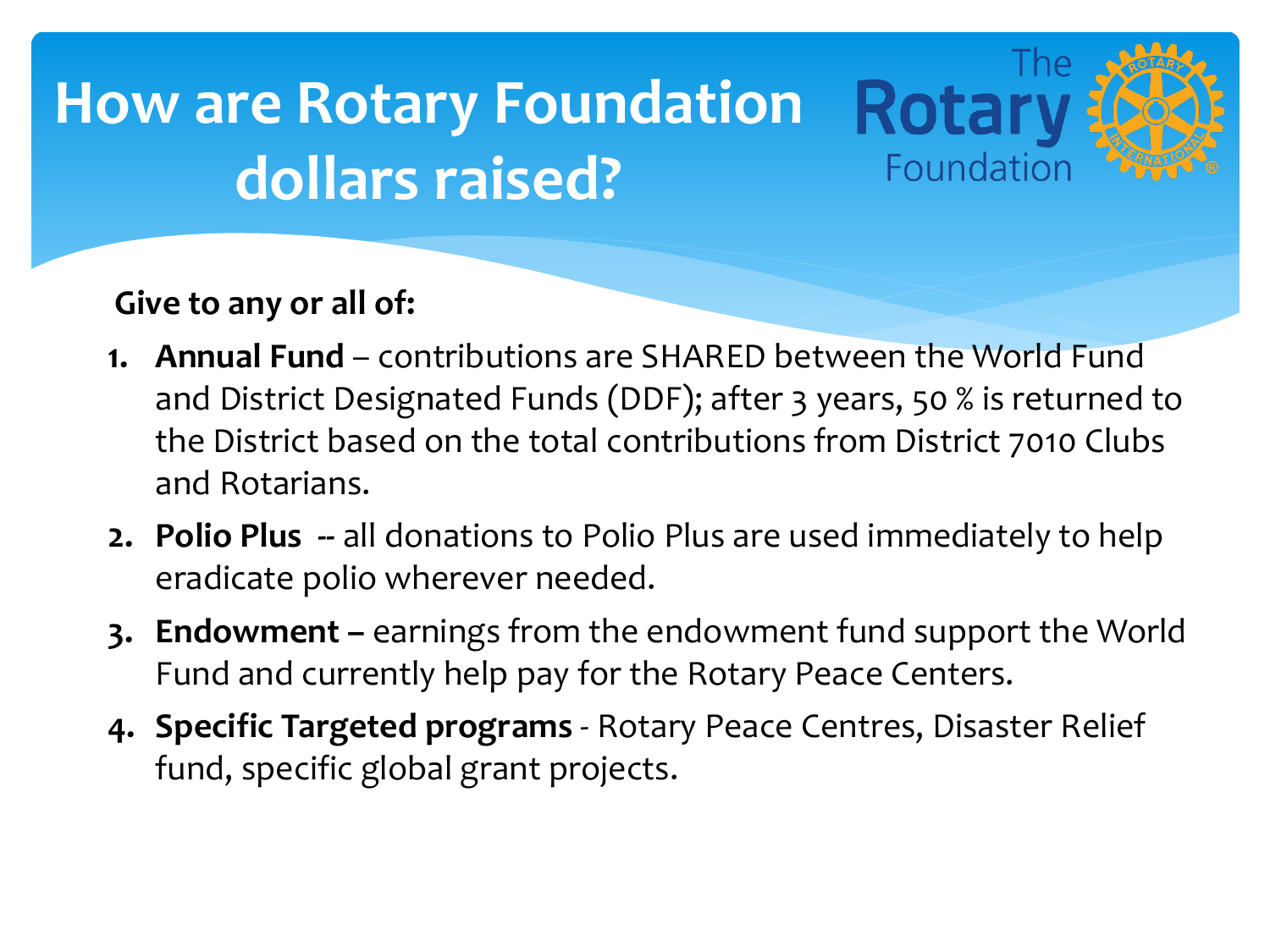# How are Rotary Foundation dollars raised?

**Give to any or all of:**

1. **Annual Fund** – contributions are SHARED between the World Fund and District Designated Funds (DDF); after 3 years, 50 % is returned to the District based on the total contributions from District 7010 Clubs and Rotarians.
2. **Polio Plus** -- all donations to Polio Plus are used immediately to help eradicate polio wherever needed.
3. **Endowment –** earnings from the endowment fund support the World Fund and currently help pay for the Rotary Peace Centers.
4. **Specific Targeted programs** - Rotary Peace Centres, Disaster Relief fund, specific global grant projects.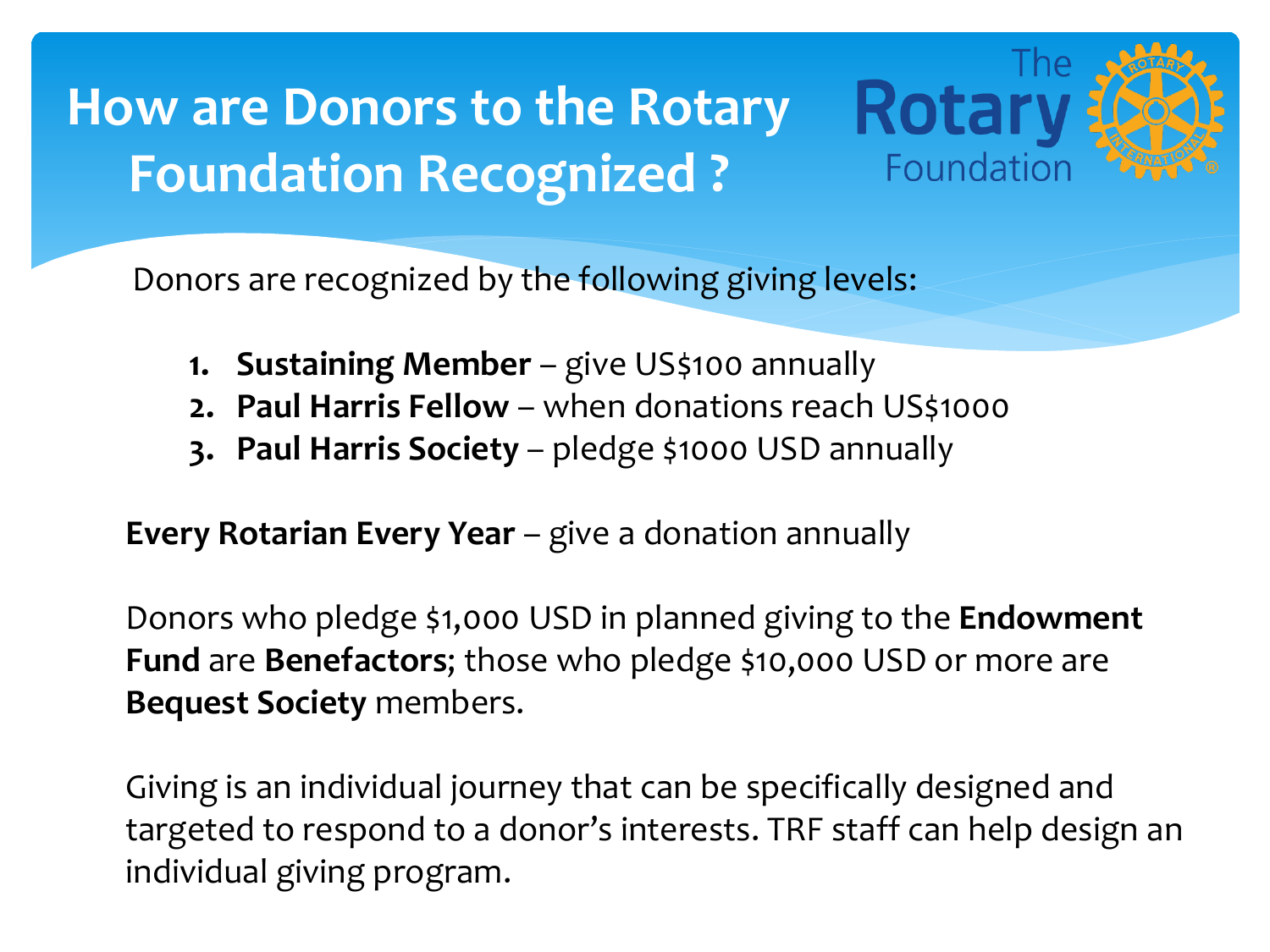# How are Donors to the Rotary Foundation Recognized ?

Donors are recognized by the following giving levels:

1. **Sustaining Member** – give US$100 annually
2. **Paul Harris Fellow** – when donations reach US$1000
3. **Paul Harris Society** – pledge $1000 USD annually

**Every Rotarian Every Year** – give a donation annually

Donors who pledge $1,000 USD in planned giving to the **Endowment Fund** are **Benefactors**; those who pledge $10,000 USD or more are **Bequest Society** members.

Giving is an individual journey that can be specifically designed and targeted to respond to a donor's interests. TRF staff can help design an individual giving program.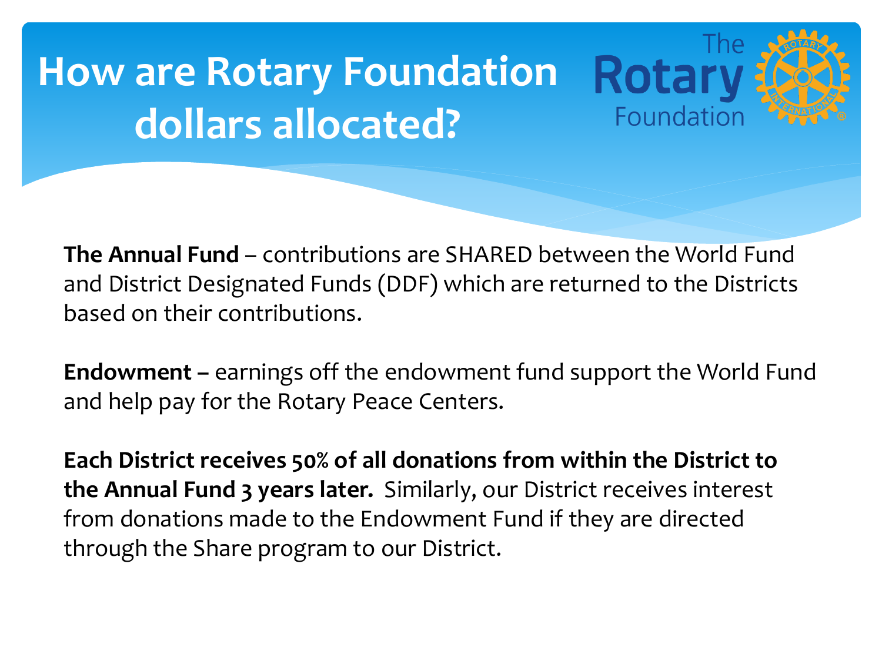# How are Rotary Foundation dollars allocated?

The Rotary Foundation

**The Annual Fund** – contributions are SHARED between the World Fund and District Designated Funds (DDF) which are returned to the Districts based on their contributions.

**Endowment –** earnings off the endowment fund support the World Fund and help pay for the Rotary Peace Centers.

**Each District receives 50% of all donations from within the District to the Annual Fund 3 years later.** Similarly, our District receives interest from donations made to the Endowment Fund if they are directed through the Share program to our District.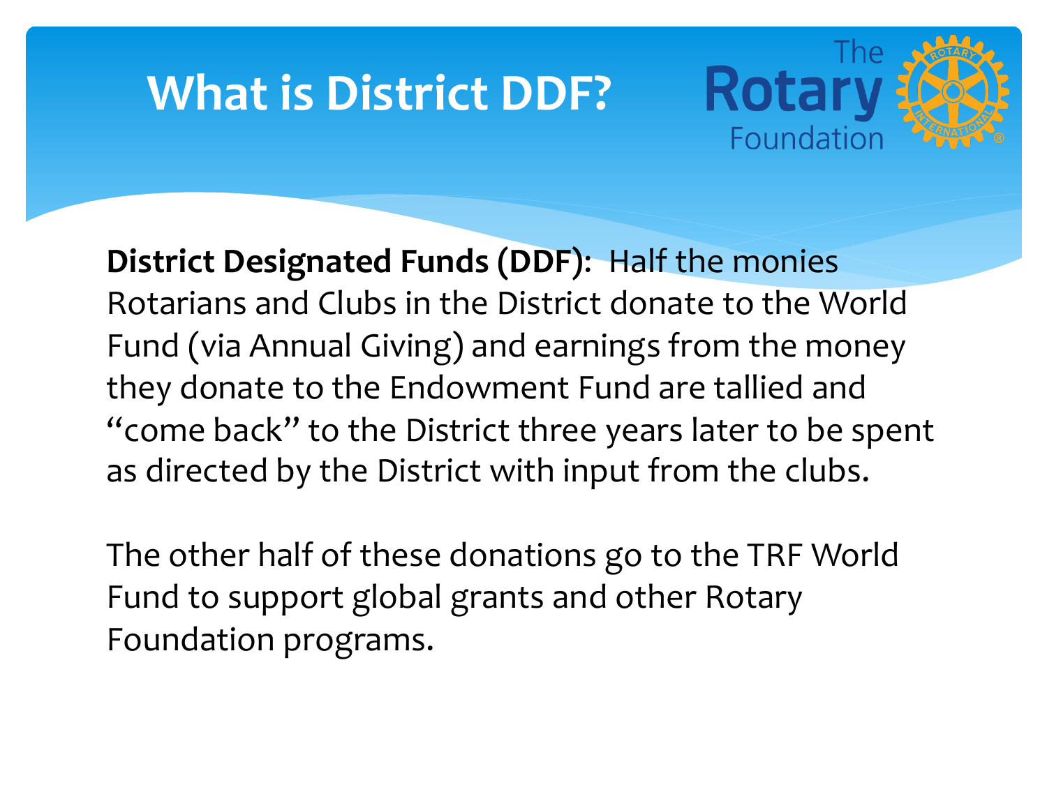# What is District DDF?

**District Designated Funds (DDF)**: Half the monies Rotarians and Clubs in the District donate to the World Fund (via Annual Giving) and earnings from the money they donate to the Endowment Fund are tallied and "come back" to the District three years later to be spent as directed by the District with input from the clubs.

The other half of these donations go to the TRF World Fund to support global grants and other Rotary Foundation programs.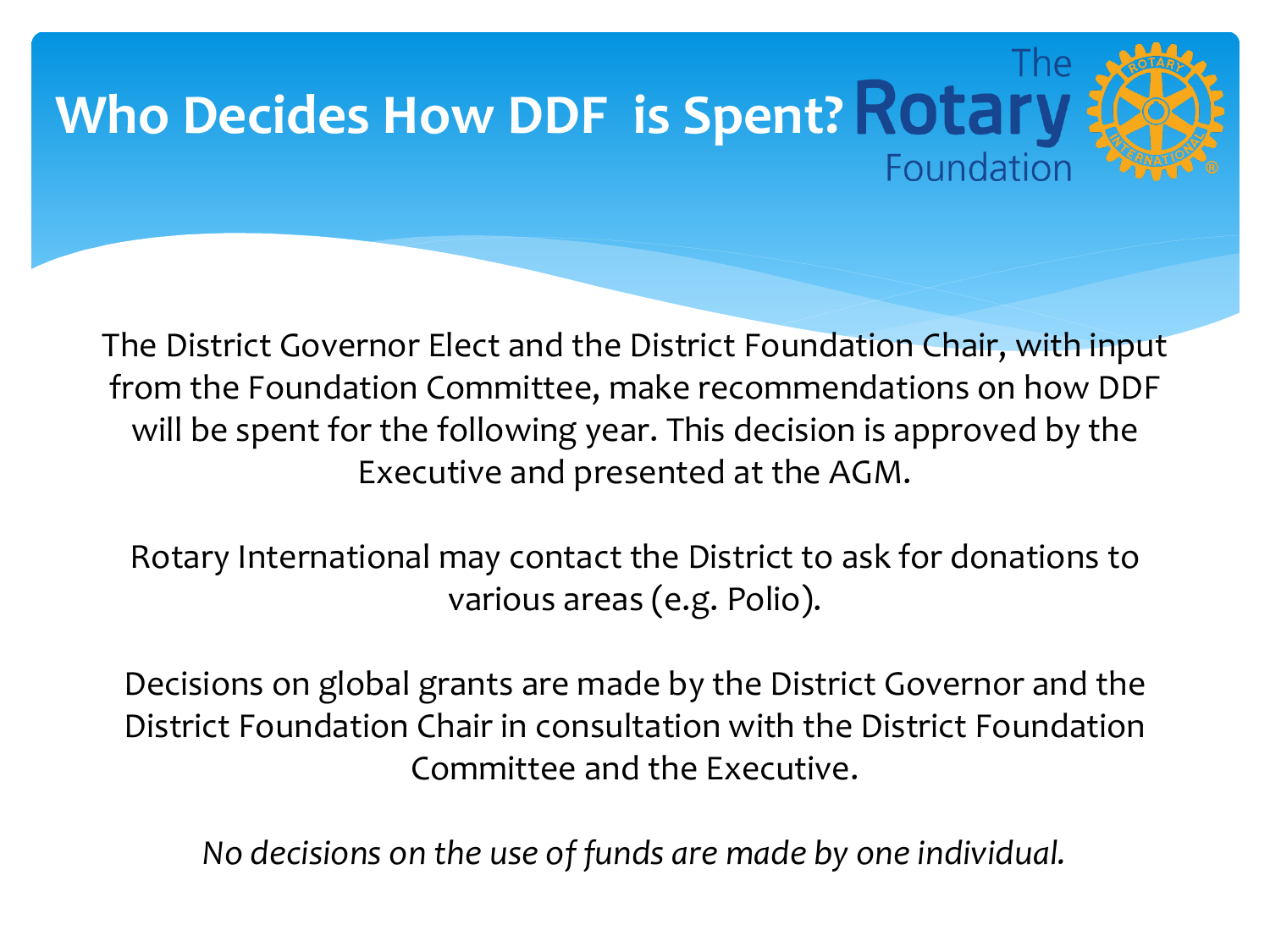# Who Decides How DDF is Spent?

The District Governor Elect and the District Foundation Chair, with input from the Foundation Committee, make recommendations on how DDF will be spent for the following year. This decision is approved by the Executive and presented at the AGM.

Rotary International may contact the District to ask for donations to various areas (e.g. Polio).

Decisions on global grants are made by the District Governor and the District Foundation Chair in consultation with the District Foundation Committee and the Executive.

*No decisions on the use of funds are made by one individual.*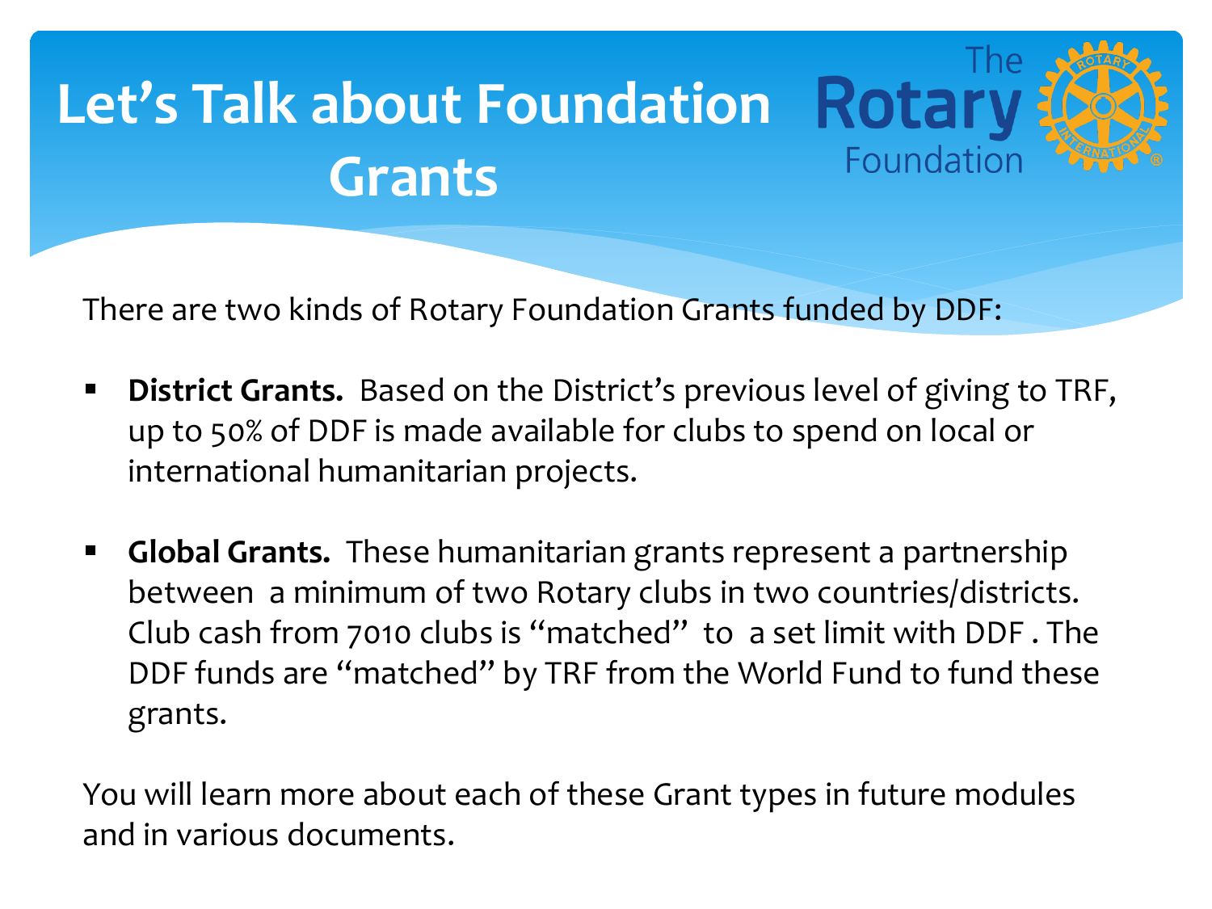# Let's Talk about Foundation Grants

There are two kinds of Rotary Foundation Grants funded by DDF:

- **District Grants.** Based on the District's previous level of giving to TRF, up to 50% of DDF is made available for clubs to spend on local or international humanitarian projects.

- **Global Grants.** These humanitarian grants represent a partnership between a minimum of two Rotary clubs in two countries/districts. Club cash from 7010 clubs is "matched" to a set limit with DDF . The DDF funds are "matched" by TRF from the World Fund to fund these grants.

You will learn more about each of these Grant types in future modules and in various documents.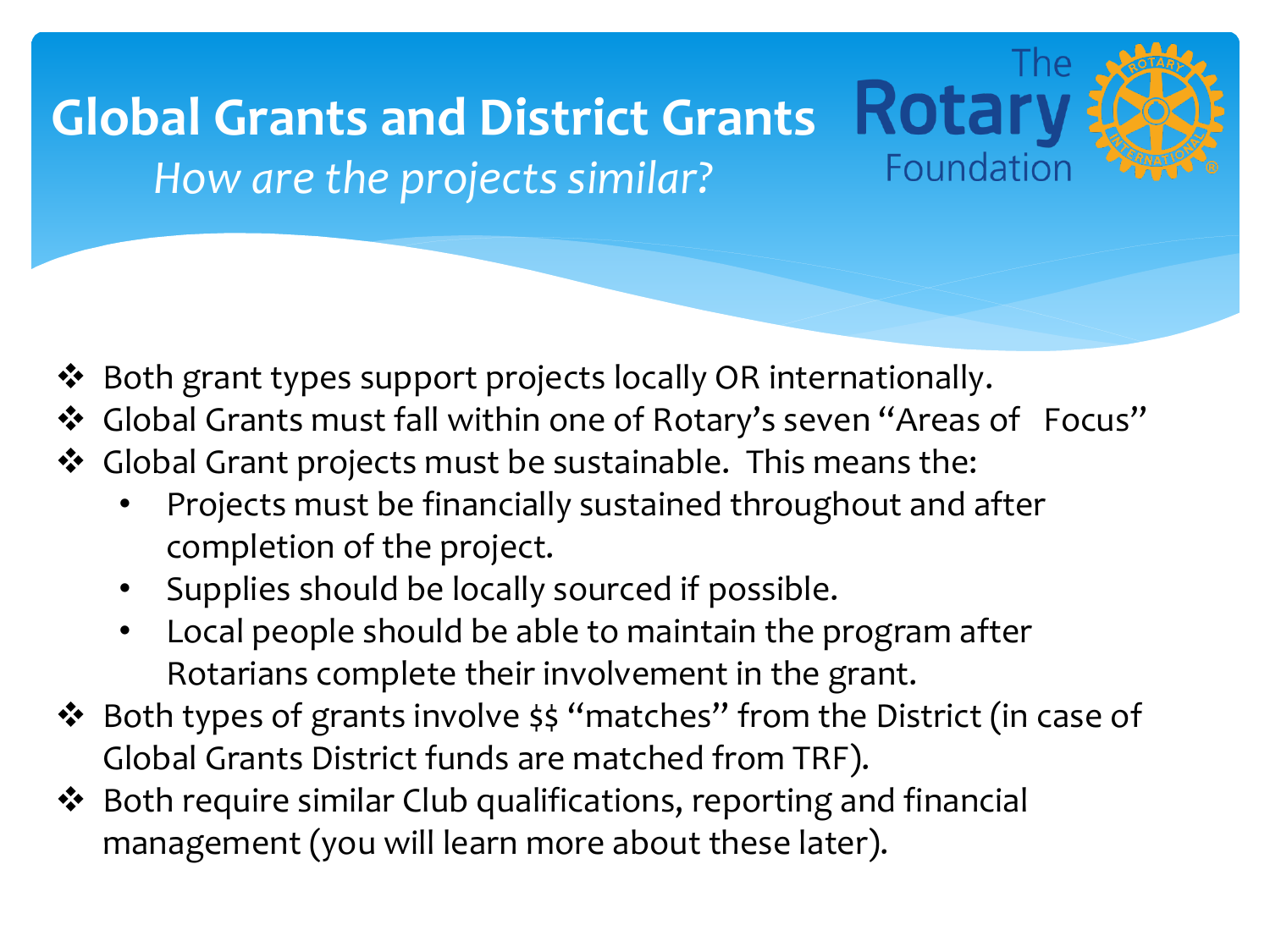# Global Grants and District Grants

*How are the projects similar?*

The Rotary Foundation

- Both grant types support projects locally OR internationally.
- Global Grants must fall within one of Rotary's seven "Areas of Focus"
- Global Grant projects must be sustainable. This means the:
  - Projects must be financially sustained throughout and after completion of the project.
  - Supplies should be locally sourced if possible.
  - Local people should be able to maintain the program after Rotarians complete their involvement in the grant.
- Both types of grants involve $$ "matches" from the District (in case of Global Grants District funds are matched from TRF).
- Both require similar Club qualifications, reporting and financial management (you will learn more about these later).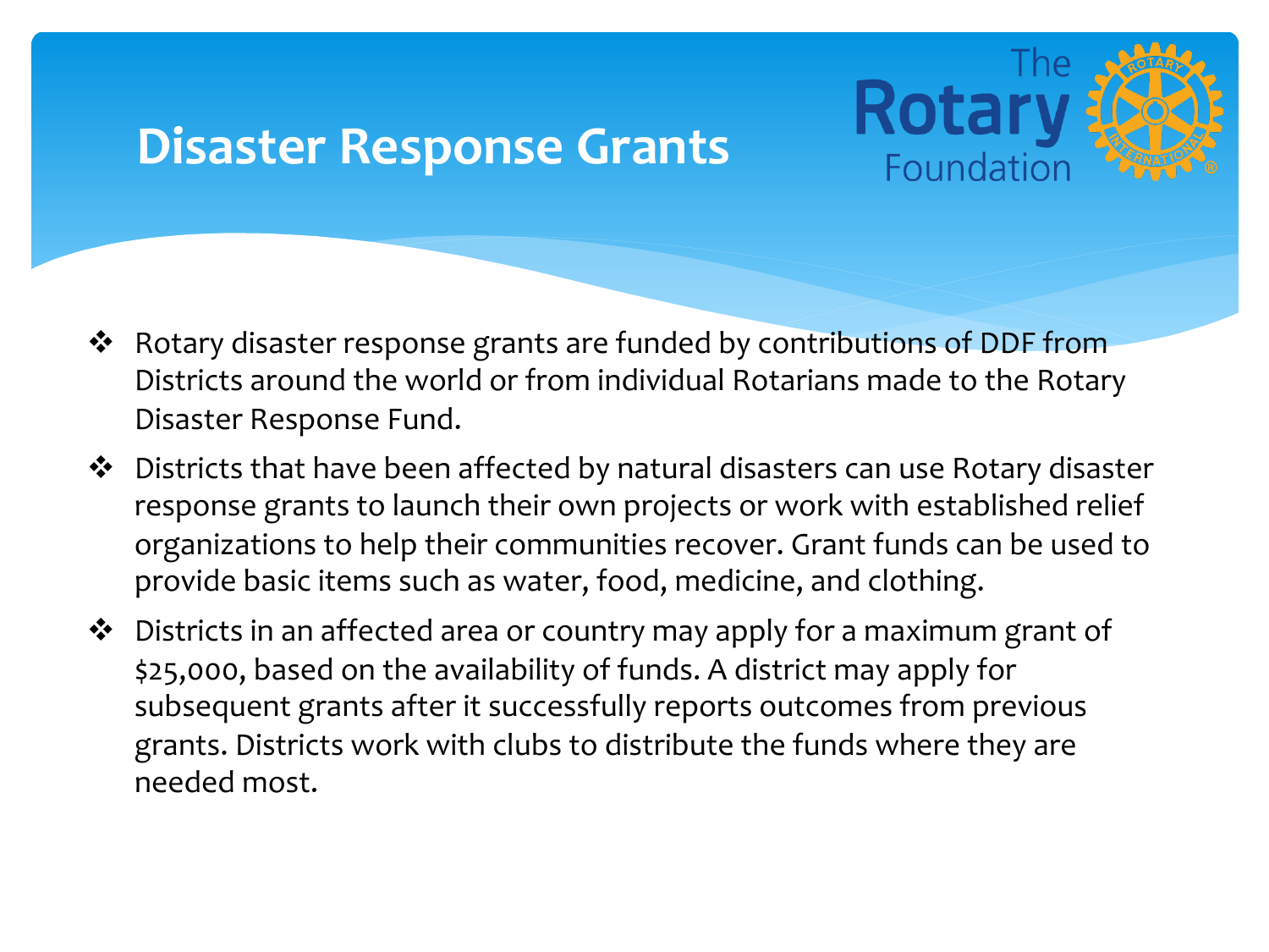# Disaster Response Grants

- Rotary disaster response grants are funded by contributions of DDF from Districts around the world or from individual Rotarians made to the Rotary Disaster Response Fund.
- Districts that have been affected by natural disasters can use Rotary disaster response grants to launch their own projects or work with established relief organizations to help their communities recover. Grant funds can be used to provide basic items such as water, food, medicine, and clothing.
- Districts in an affected area or country may apply for a maximum grant of $25,000, based on the availability of funds. A district may apply for subsequent grants after it successfully reports outcomes from previous grants. Districts work with clubs to distribute the funds where they are needed most.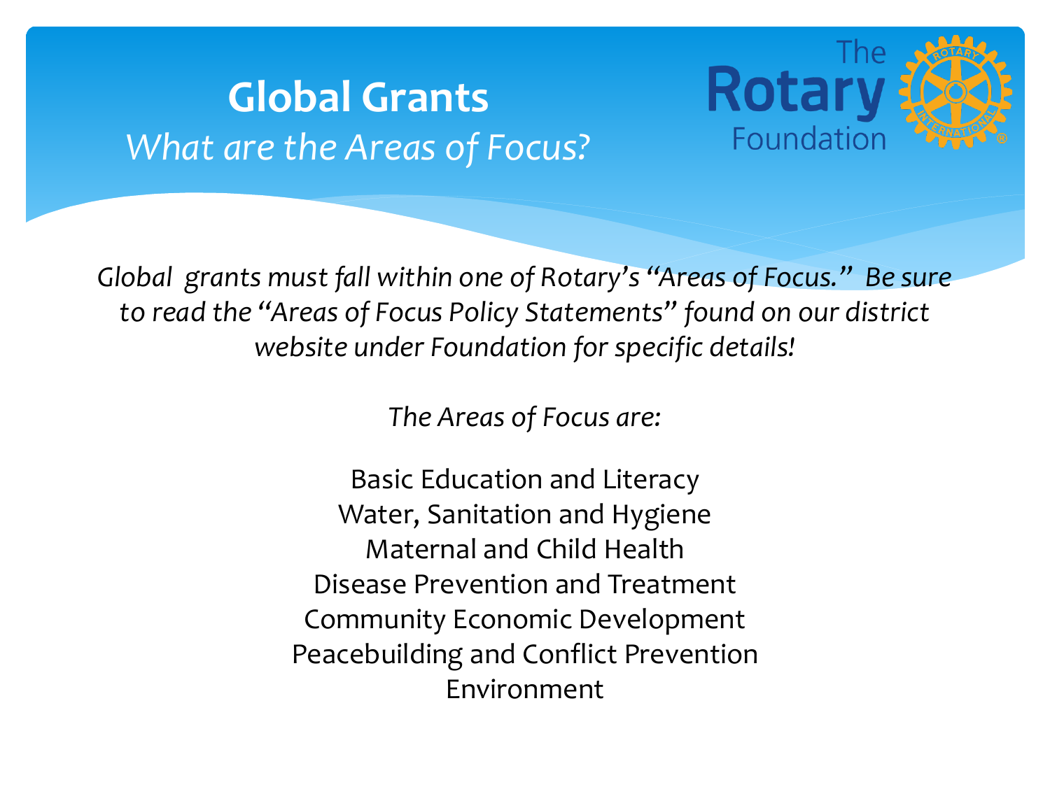# Global Grants

*What are the Areas of Focus?*

The Rotary Foundation

*Global grants must fall within one of Rotary's "Areas of Focus." Be sure to read the "Areas of Focus Policy Statements" found on our district website under Foundation for specific details!*

*The Areas of Focus are:*

Basic Education and Literacy
Water, Sanitation and Hygiene
Maternal and Child Health
Disease Prevention and Treatment
Community Economic Development
Peacebuilding and Conflict Prevention
Environment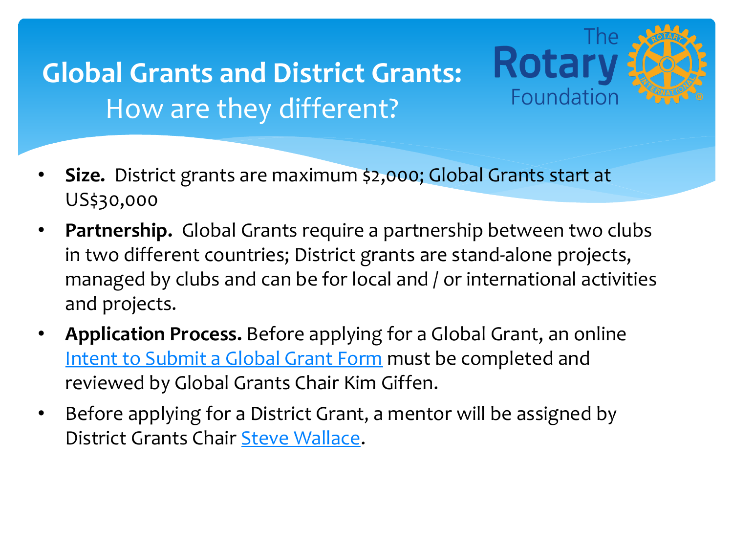# Global Grants and District Grants:
## How are they different?

- **Size.** District grants are maximum $2,000; Global Grants start at US$30,000
- **Partnership.** Global Grants require a partnership between two clubs in two different countries; District grants are stand-alone projects, managed by clubs and can be for local and / or international activities and projects.
- **Application Process.** Before applying for a Global Grant, an online Intent to Submit a Global Grant Form must be completed and reviewed by Global Grants Chair Kim Giffen.
- Before applying for a District Grant, a mentor will be assigned by District Grants Chair Steve Wallace.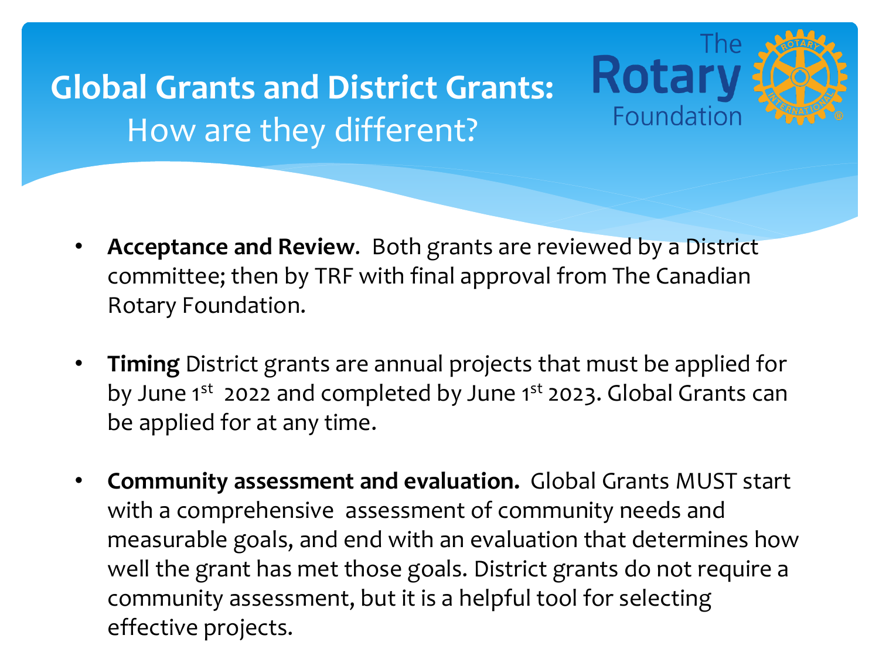# Global Grants and District Grants:

## How are they different?

- **Acceptance and Review**. Both grants are reviewed by a District committee; then by TRF with final approval from The Canadian Rotary Foundation.

- **Timing** District grants are annual projects that must be applied for by June 1st 2022 and completed by June 1st 2023. Global Grants can be applied for at any time.

- **Community assessment and evaluation.** Global Grants MUST start with a comprehensive assessment of community needs and measurable goals, and end with an evaluation that determines how well the grant has met those goals. District grants do not require a community assessment, but it is a helpful tool for selecting effective projects.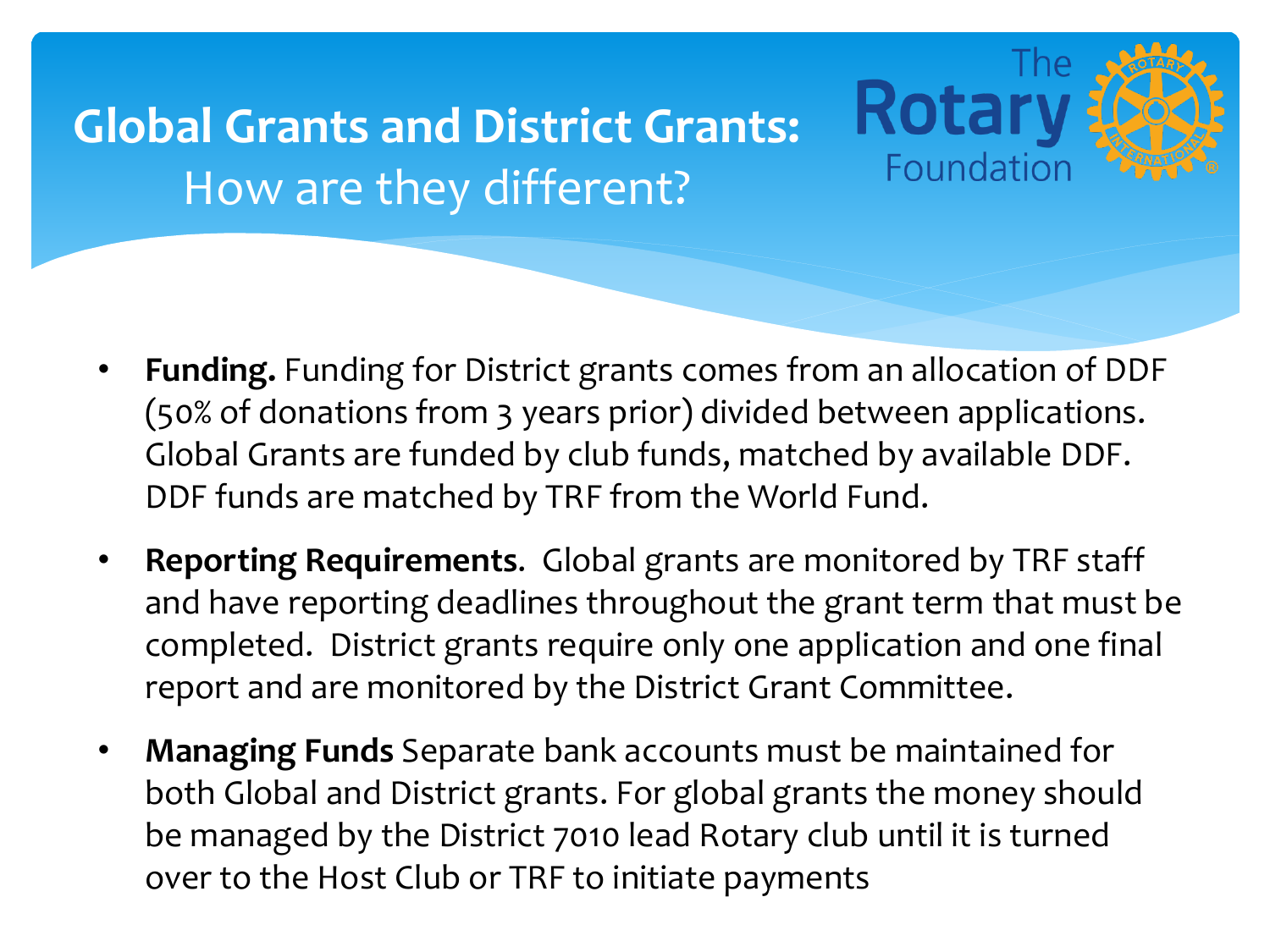# Global Grants and District Grants: How are they different?

- **Funding.** Funding for District grants comes from an allocation of DDF (50% of donations from 3 years prior) divided between applications. Global Grants are funded by club funds, matched by available DDF. DDF funds are matched by TRF from the World Fund.
- **Reporting Requirements**. Global grants are monitored by TRF staff and have reporting deadlines throughout the grant term that must be completed. District grants require only one application and one final report and are monitored by the District Grant Committee.
- **Managing Funds** Separate bank accounts must be maintained for both Global and District grants. For global grants the money should be managed by the District 7010 lead Rotary club until it is turned over to the Host Club or TRF to initiate payments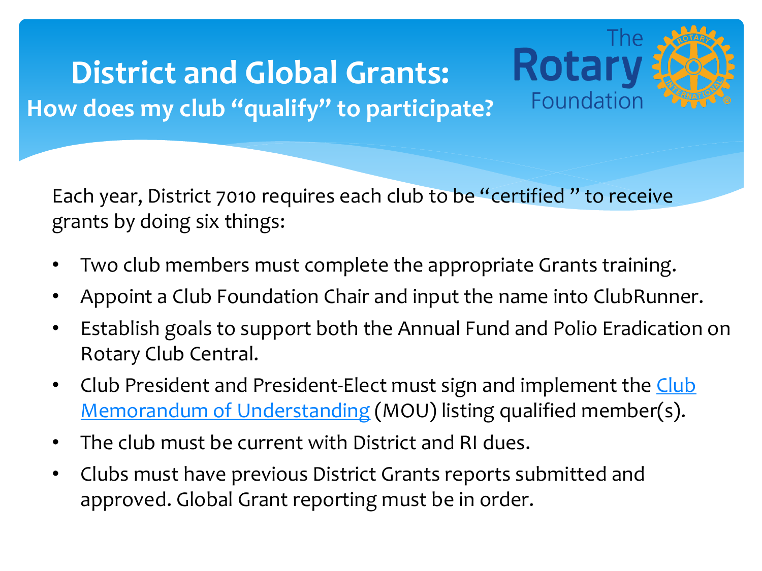# District and Global Grants:

## How does my club "qualify" to participate?

The Rotary Foundation

Each year, District 7010 requires each club to be "certified " to receive grants by doing six things:

- Two club members must complete the appropriate Grants training.
- Appoint a Club Foundation Chair and input the name into ClubRunner.
- Establish goals to support both the Annual Fund and Polio Eradication on Rotary Club Central.
- Club President and President-Elect must sign and implement the Club Memorandum of Understanding (MOU) listing qualified member(s).
- The club must be current with District and RI dues.
- Clubs must have previous District Grants reports submitted and approved. Global Grant reporting must be in order.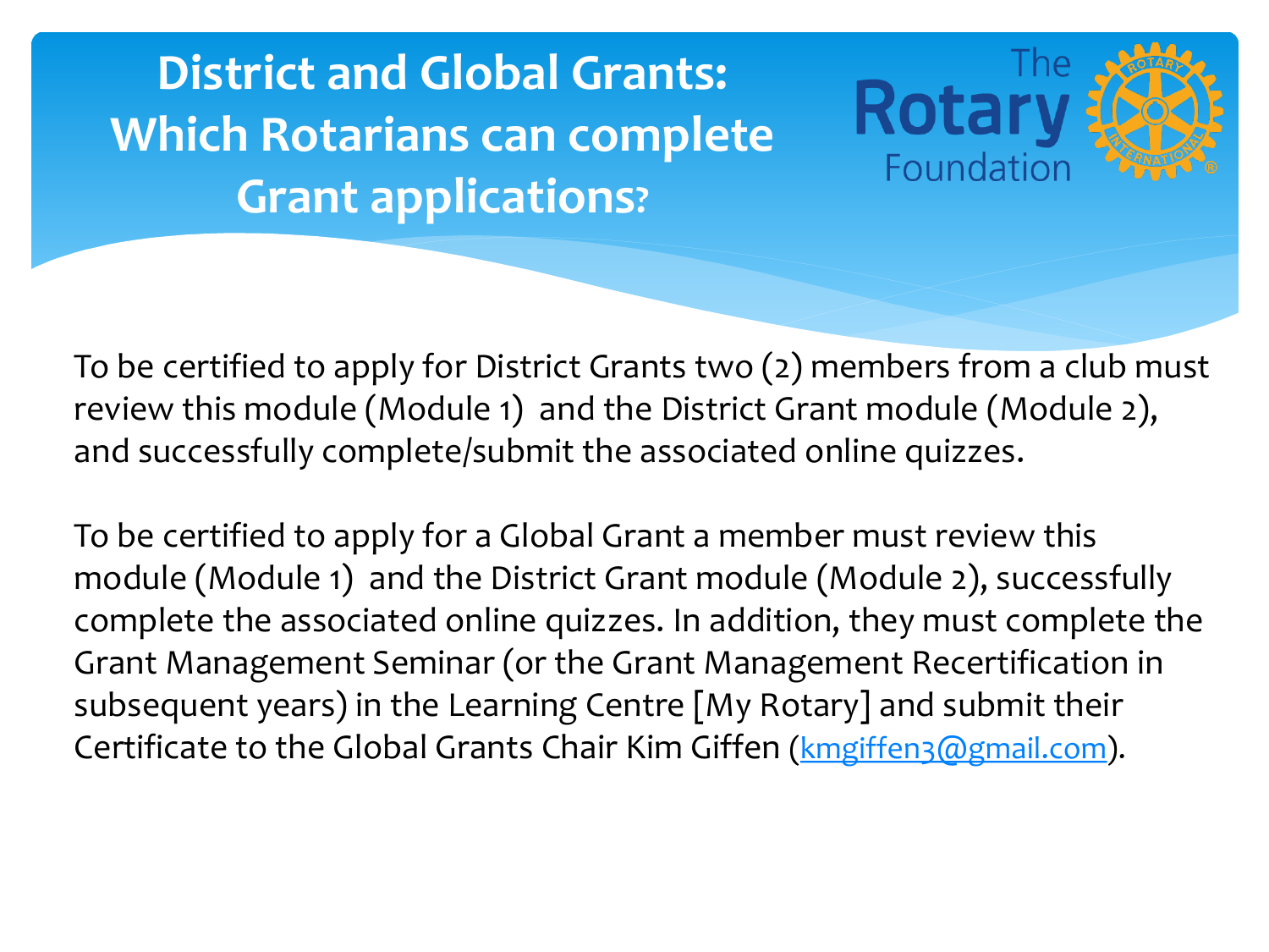# District and Global Grants: Which Rotarians can complete Grant applications?

To be certified to apply for District Grants two (2) members from a club must review this module (Module 1) and the District Grant module (Module 2), and successfully complete/submit the associated online quizzes.

To be certified to apply for a Global Grant a member must review this module (Module 1) and the District Grant module (Module 2), successfully complete the associated online quizzes. In addition, they must complete the Grant Management Seminar (or the Grant Management Recertification in subsequent years) in the Learning Centre [My Rotary] and submit their Certificate to the Global Grants Chair Kim Giffen (kmgiffen3@gmail.com).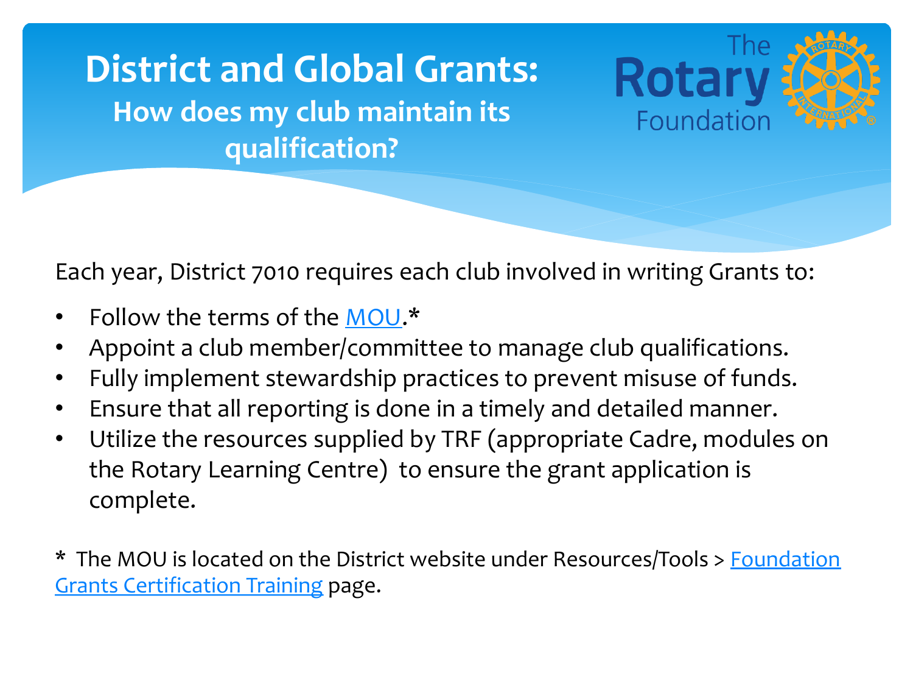# District and Global Grants:

## How does my club maintain its qualification?

Each year, District 7010 requires each club involved in writing Grants to:

- Follow the terms of the MOU.*
- Appoint a club member/committee to manage club qualifications.
- Fully implement stewardship practices to prevent misuse of funds.
- Ensure that all reporting is done in a timely and detailed manner.
- Utilize the resources supplied by TRF (appropriate Cadre, modules on the Rotary Learning Centre) to ensure the grant application is complete.

* The MOU is located on the District website under Resources/Tools > Foundation Grants Certification Training page.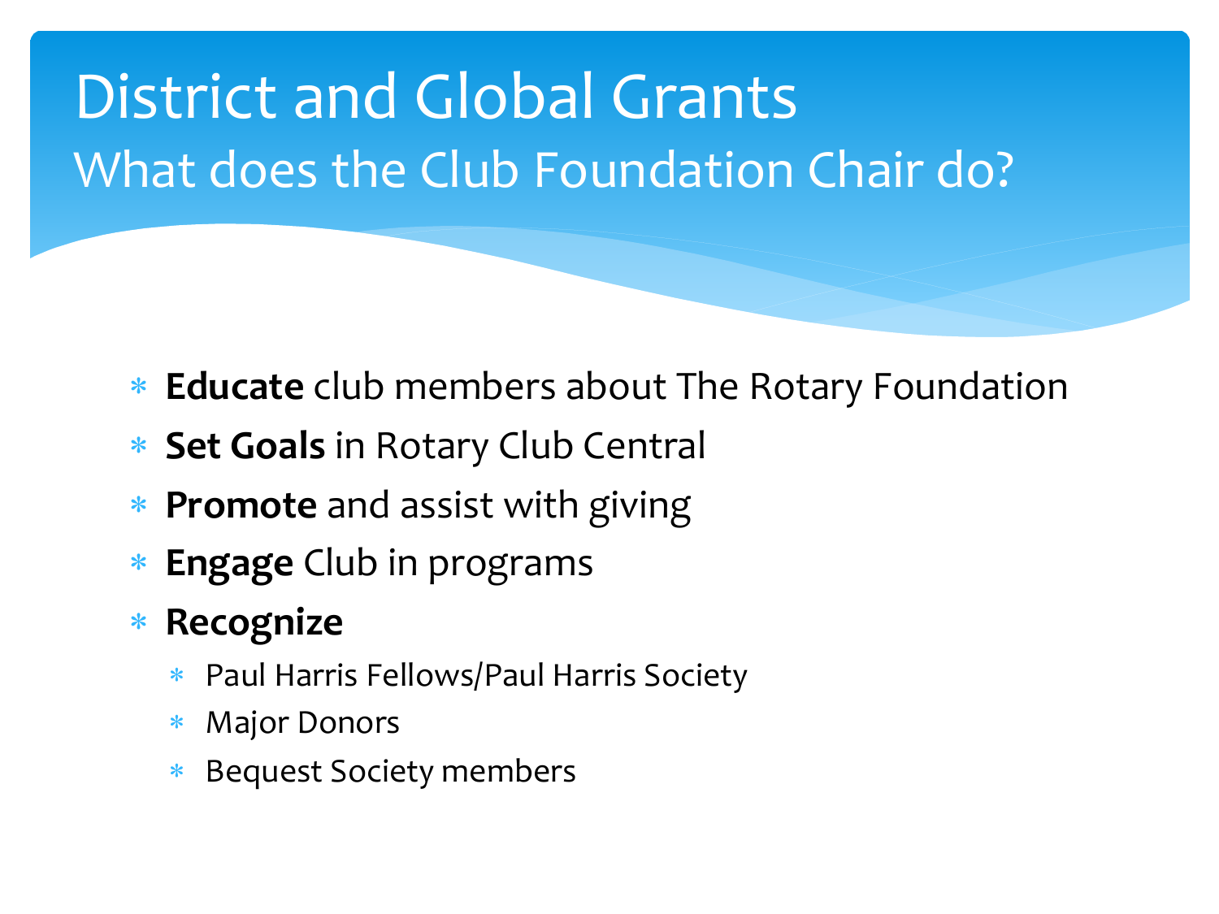# District and Global Grants

## What does the Club Foundation Chair do?

- **Educate** club members about The Rotary Foundation
- **Set Goals** in Rotary Club Central
- **Promote** and assist with giving
- **Engage** Club in programs
- **Recognize**
  - Paul Harris Fellows/Paul Harris Society
  - Major Donors
  - Bequest Society members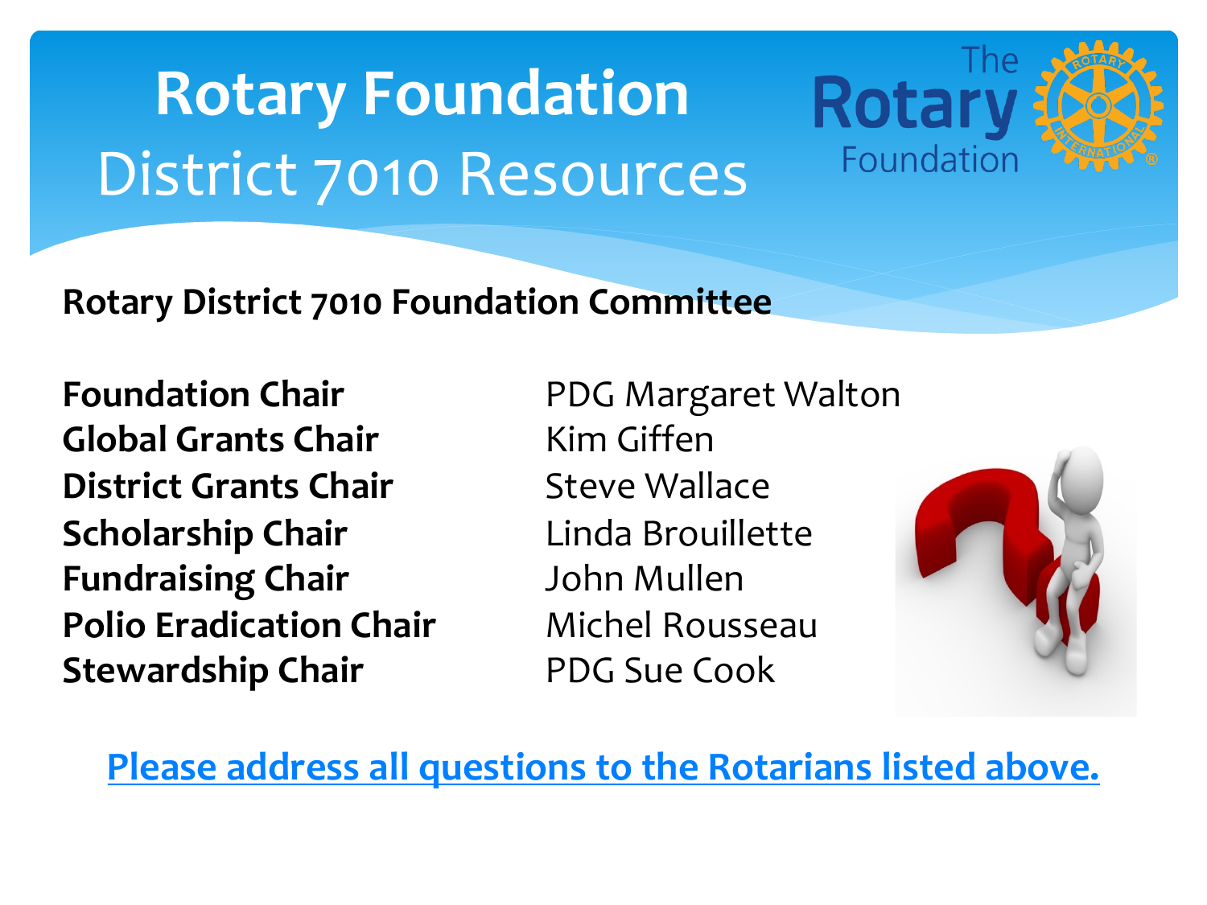# Rotary Foundation
## District 7010 Resources

**Rotary District 7010 Foundation Committee**

| | |
|---|---|
| **Foundation Chair** | PDG Margaret Walton |
| **Global Grants Chair** | Kim Giffen |
| **District Grants Chair** | Steve Wallace |
| **Scholarship Chair** | Linda Brouillette |
| **Fundraising Chair** | John Mullen |
| **Polio Eradication Chair** | Michel Rousseau |
| **Stewardship Chair** | PDG Sue Cook |

**Please address all questions to the Rotarians listed above.**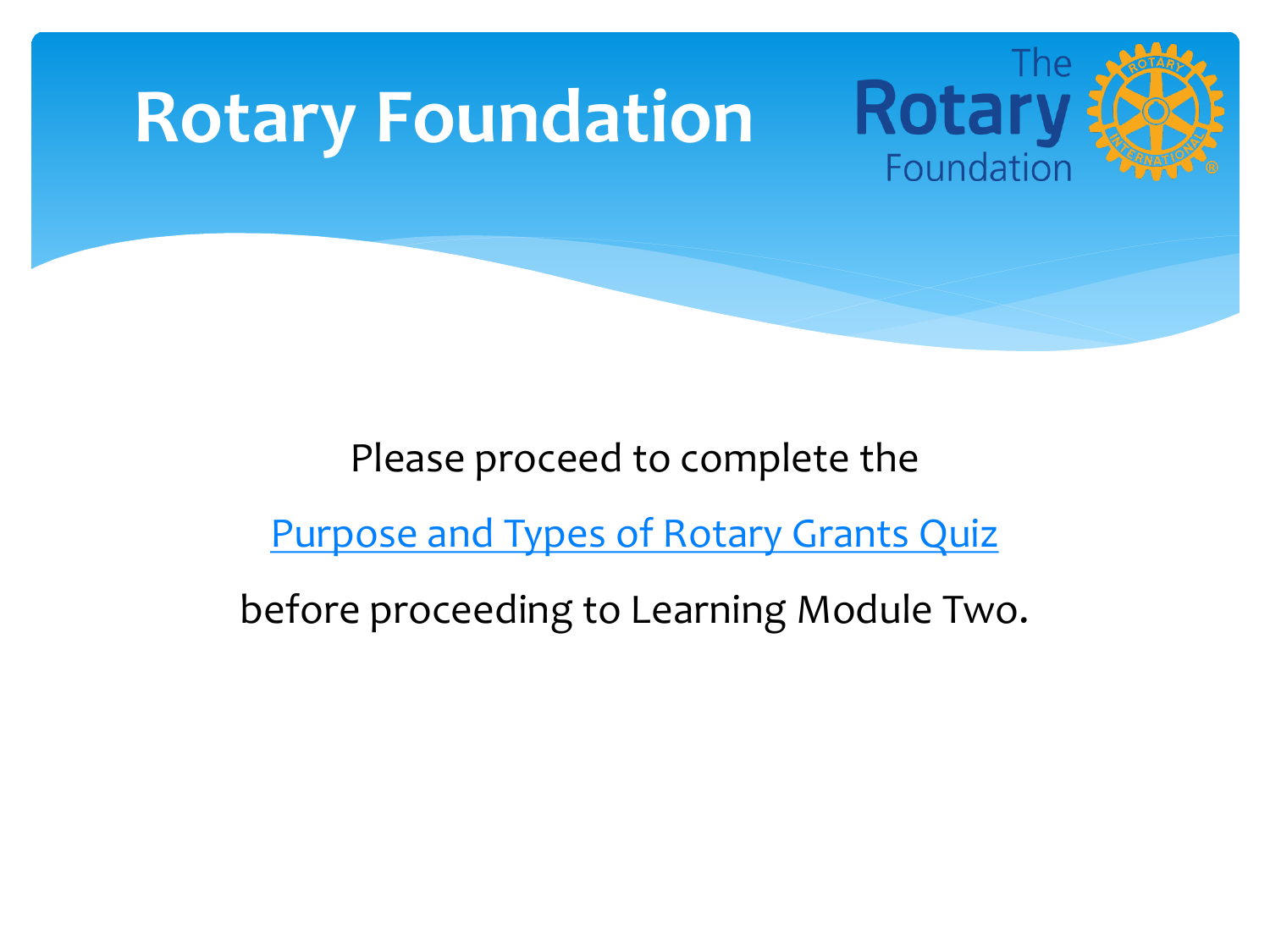# Rotary Foundation

Please proceed to complete the

Purpose and Types of Rotary Grants Quiz

before proceeding to Learning Module Two.